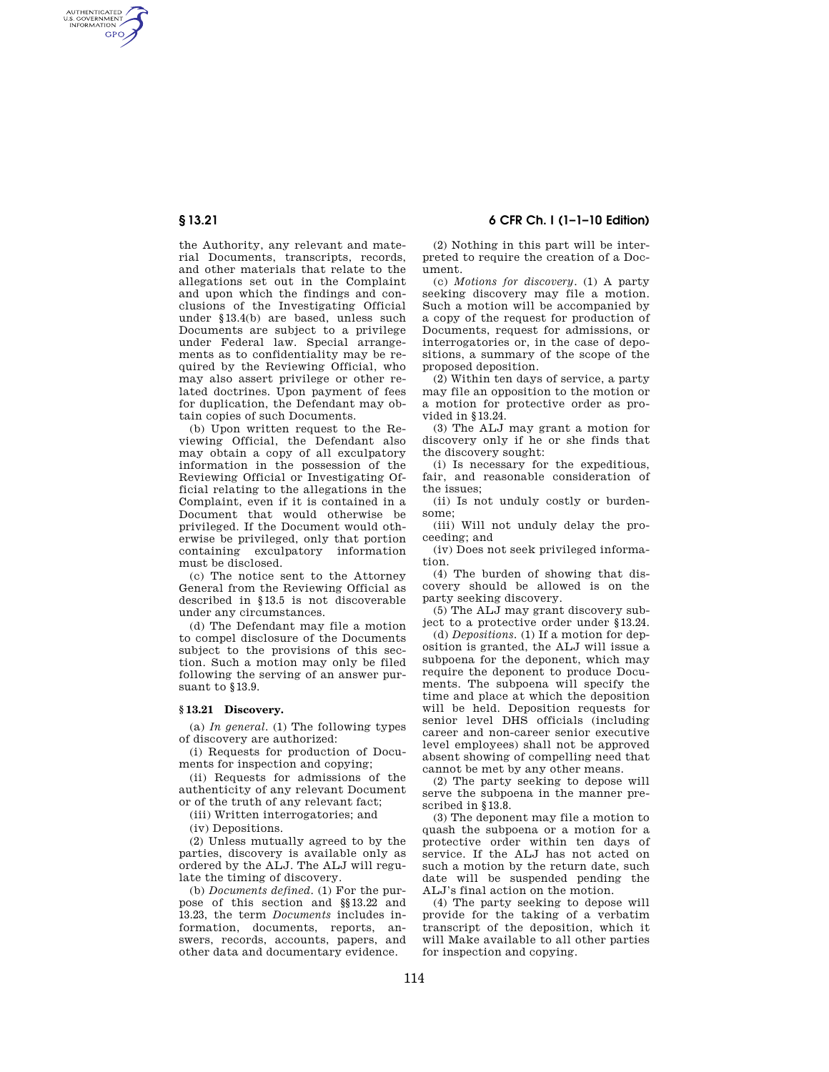the Authority, any relevant and material Documents, transcripts, records, and other materials that relate to the allegations set out in the Complaint and upon which the findings and conclusions of the Investigating Official under §13.4(b) are based, unless such Documents are subject to a privilege under Federal law. Special arrangements as to confidentiality may be required by the Reviewing Official, who may also assert privilege or other related doctrines. Upon payment of fees for duplication, the Defendant may obtain copies of such Documents.

(b) Upon written request to the Reviewing Official, the Defendant also may obtain a copy of all exculpatory information in the possession of the Reviewing Official or Investigating Official relating to the allegations in the Complaint, even if it is contained in a Document that would otherwise be privileged. If the Document would otherwise be privileged, only that portion containing exculpatory information must be disclosed.

(c) The notice sent to the Attorney General from the Reviewing Official as described in §13.5 is not discoverable under any circumstances.

(d) The Defendant may file a motion to compel disclosure of the Documents subject to the provisions of this section. Such a motion may only be filed following the serving of an answer pursuant to §13.9.

### §13.21 Discovery.

(a) *In general.* (1) The following types of discovery are authorized:

(i) Requests for production of Documents for inspection and copying;

(ii) Requests for admissions of the authenticity of any relevant Document or of the truth of any relevant fact;

(iii) Written interrogatories; and

(iv) Depositions.

(2) Unless mutually agreed to by the parties, discovery is available only as ordered by the ALJ. The ALJ will regulate the timing of discovery.

(b) *Documents defined.* (1) For the purpose of this section and §§13.22 and 13.23, the term *Documents* includes information, documents, reports, answers, records, accounts, papers, and other data and documentary evidence.

(2) Nothing in this part will be interpreted to require the creation of a Document.

(c) *Motions for discovery.* (1) A party seeking discovery may file a motion. Such a motion will be accompanied by a copy of the request for production of Documents, request for admissions, or interrogatories or, in the case of depositions, a summary of the scope of the proposed deposition.

(2) Within ten days of service, a party may file an opposition to the motion or a motion for protective order as provided in §13.24.

(3) The ALJ may grant a motion for discovery only if he or she finds that the discovery sought:

(i) Is necessary for the expeditious, fair, and reasonable consideration of the issues;

(ii) Is not unduly costly or burdensome;

(iii) Will not unduly delay the proceeding; and

(iv) Does not seek privileged information.

(4) The burden of showing that discovery should be allowed is on the party seeking discovery.

(5) The ALJ may grant discovery subject to a protective order under §13.24.

(d) *Depositions.* (1) If a motion for deposition is granted, the ALJ will issue a subpoena for the deponent, which may require the deponent to produce Documents. The subpoena will specify the time and place at which the deposition will be held. Deposition requests for senior level DHS officials (including career and non-career senior executive level employees) shall not be approved absent showing of compelling need that cannot be met by any other means.

(2) The party seeking to depose will serve the subpoena in the manner prescribed in §13.8.

(3) The deponent may file a motion to quash the subpoena or a motion for a protective order within ten days of service. If the ALJ has not acted on such a motion by the return date, such date will be suspended pending the ALJ's final action on the motion.

(4) The party seeking to depose will provide for the taking of a verbatim transcript of the deposition, which it will Make available to all other parties for inspection and copying.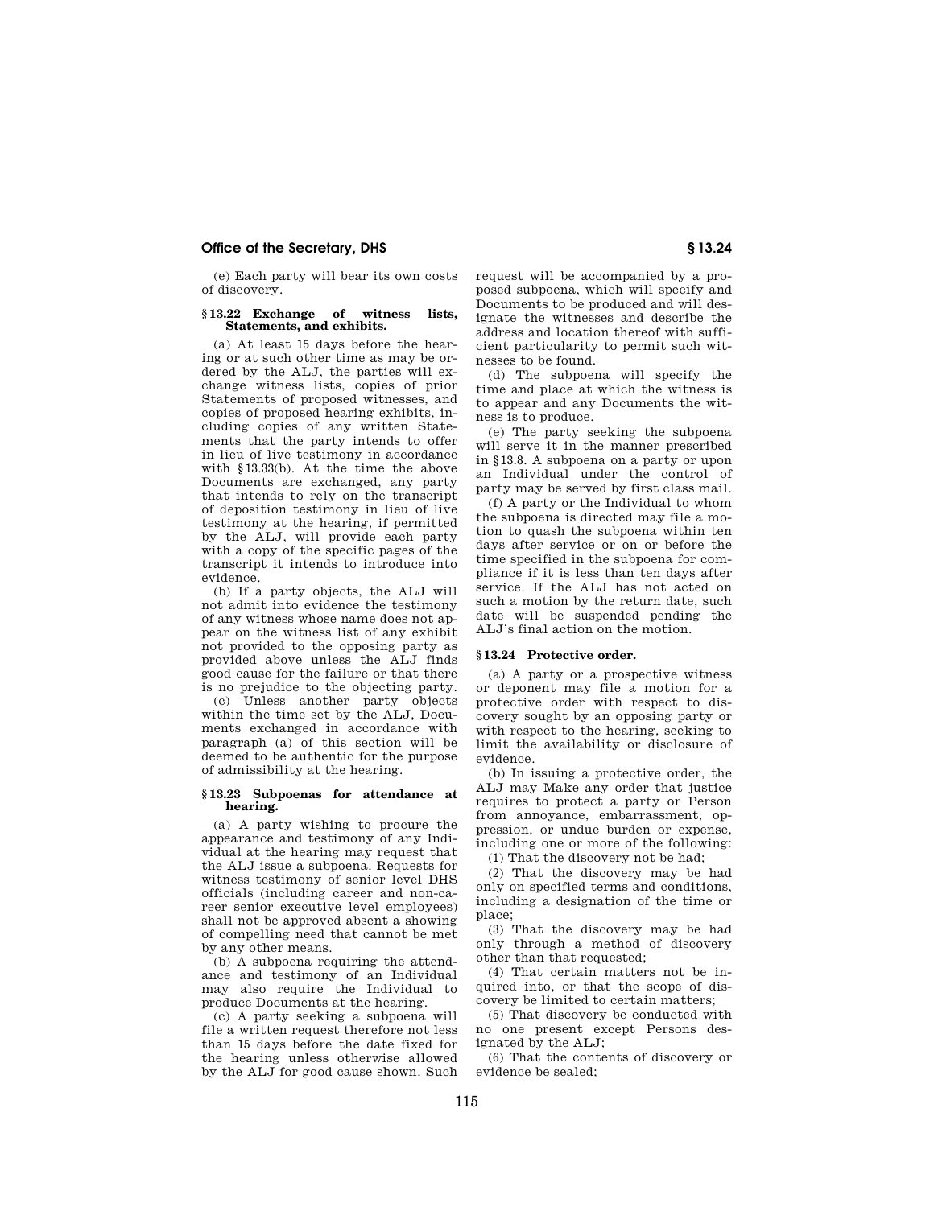(e) Each party will bear its own costs of discovery.

### § 13.22 Exchange of witness lists, Statements, and exhibits.

(a) At least 15 days before the hearing or at such other time as may be ordered by the ALJ, the parties will exchange witness lists, copies of prior Statements of proposed witnesses, and copies of proposed hearing exhibits, including copies of any written Statements that the party intends to offer in lieu of live testimony in accordance with §13.33(b). At the time the above Documents are exchanged, any party that intends to rely on the transcript of deposition testimony in lieu of live testimony at the hearing, if permitted by the ALJ, will provide each party with a copy of the specific pages of the transcript it intends to introduce into evidence.

(b) If a party objects, the ALJ will not admit into evidence the testimony of any witness whose name does not appear on the witness list of any exhibit not provided to the opposing party as provided above unless the ALJ finds good cause for the failure or that there is no prejudice to the objecting party.

(c) Unless another party objects within the time set by the ALJ, Documents exchanged in accordance with paragraph (a) of this section will be deemed to be authentic for the purpose of admissibility at the hearing.

### § 13.23 Subpoenas for attendance at hearing.

(a) A party wishing to procure the appearance and testimony of any Individual at the hearing may request that the ALJ issue a subpoena. Requests for witness testimony of senior level DHS officials (including career and non-career senior executive level employees) shall not be approved absent a showing of compelling need that cannot be met by any other means.

(b) A subpoena requiring the attendance and testimony of an Individual may also require the Individual to produce Documents at the hearing.

(c) A party seeking a subpoena will file a written request therefore not less than 15 days before the date fixed for the hearing unless otherwise allowed by the ALJ for good cause shown. Such request will be accompanied by a proposed subpoena, which will specify and Documents to be produced and will designate the witnesses and describe the address and location thereof with sufficient particularity to permit such witnesses to be found.

(d) The subpoena will specify the time and place at which the witness is to appear and any Documents the witness is to produce.

(e) The party seeking the subpoena will serve it in the manner prescribed in §13.8. A subpoena on a party or upon an Individual under the control of party may be served by first class mail.

(f) A party or the Individual to whom the subpoena is directed may file a motion to quash the subpoena within ten days after service or on or before the time specified in the subpoena for compliance if it is less than ten days after service. If the ALJ has not acted on such a motion by the return date, such date will be suspended pending the ALJ's final action on the motion.

### § 13.24 Protective order.

(a) A party or a prospective witness or deponent may file a motion for a protective order with respect to discovery sought by an opposing party or with respect to the hearing, seeking to limit the availability or disclosure of evidence.

(b) In issuing a protective order, the ALJ may Make any order that justice requires to protect a party or Person from annoyance, embarrassment, oppression, or undue burden or expense, including one or more of the following:

(1) That the discovery not be had;

(2) That the discovery may be had only on specified terms and conditions, including a designation of the time or place;

(3) That the discovery may be had only through a method of discovery other than that requested;

(4) That certain matters not be inquired into, or that the scope of discovery be limited to certain matters;

(5) That discovery be conducted with no one present except Persons designated by the ALJ;

(6) That the contents of discovery or evidence be sealed;